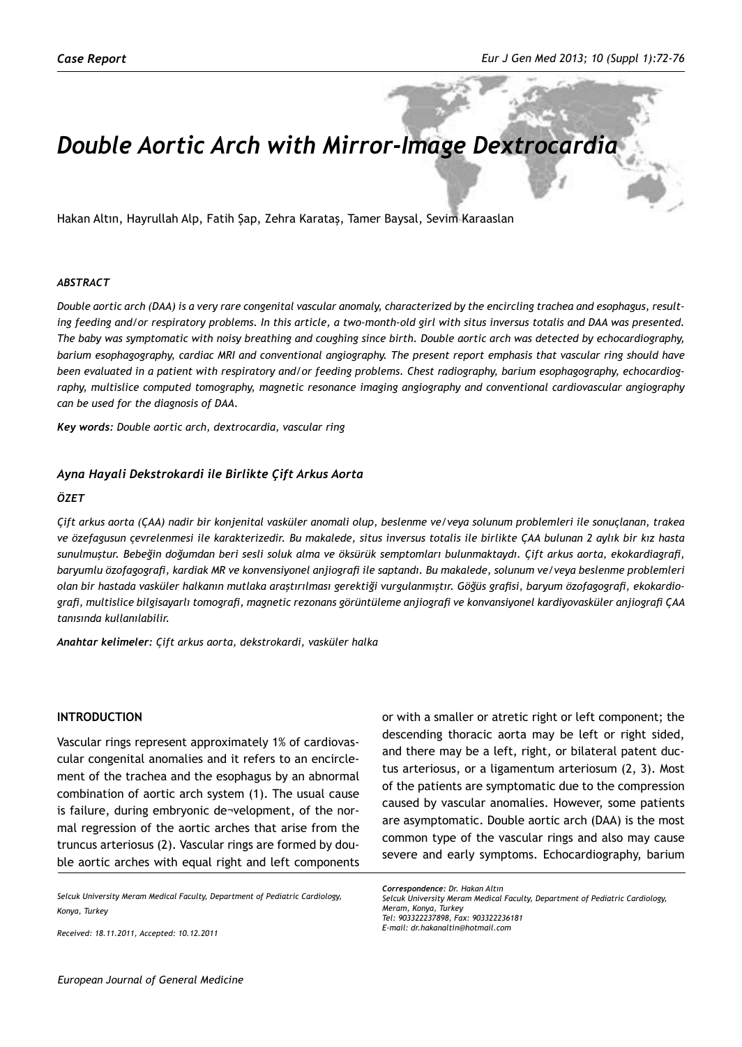*Case Report*

# *Double Aortic Arch with Mirror-Image Dextrocardia*

Hakan Altın, Hayrullah Alp, Fatih Şap, Zehra Karataş, Tamer Baysal, Sevim Karaaslan

### *ABSTRACT*

*Double aortic arch (DAA) is a very rare congenital vascular anomaly, characterized by the encircling trachea and esophagus, resulting feeding and/or respiratory problems. In this article, a two-month-old girl with situs inversus totalis and DAA was presented. The baby was symptomatic with noisy breathing and coughing since birth. Double aortic arch was detected by echocardiography, barium esophagography, cardiac MRI and conventional angiography. The present report emphasis that vascular ring should have been evaluated in a patient with respiratory and/or feeding problems. Chest radiography, barium esophagography, echocardiography, multislice computed tomography, magnetic resonance imaging angiography and conventional cardiovascular angiography can be used for the diagnosis of DAA.*

***Key words:*** *Double aortic arch, dextrocardia, vascular ring*

### *Ayna Hayali Dekstrokardi ile Birlikte Çift Arkus Aorta*

### *ÖZET*

*Çift arkus aorta (ÇAA) nadir bir konjenital vasküler anomali olup, beslenme ve/veya solunum problemleri ile sonuçlanan, trakea ve özefagusun çevrelenmesi ile karakterizedir. Bu makalede, situs inversus totalis ile birlikte ÇAA bulunan 2 aylık bir kız hasta sunulmuştur. Bebeğin doğumdan beri sesli soluk alma ve öksürük semptomları bulunmaktaydı. Çift arkus aorta, ekokardiagrafi, baryumlu özofagografi, kardiak MR ve konvensiyonel anjiografi ile saptandı. Bu makalede, solunum ve/veya beslenme problemleri olan bir hastada vasküler halkanın mutlaka araştırılması gerektiği vurgulanmıştır. Göğüs grafisi, baryum özofagografi, ekokardiografi, multislice bilgisayarlı tomografi, magnetic rezonans görüntüleme anjiografi ve konvansiyonel kardiyovasküler anjiografi ÇAA tanısında kullanılabilir.*

***Anahtar kelimeler:*** *Çift arkus aorta, dekstrokardi, vasküler halka*

## INTRODUCTION

Vascular rings represent approximately 1% of cardiovascular congenital anomalies and it refers to an encirclement of the trachea and the esophagus by an abnormal combination of aortic arch system (1). The usual cause is failure, during embryonic de¬velopment, of the normal regression of the aortic arches that arise from the truncus arteriosus (2). Vascular rings are formed by double aortic arches with equal right and left components or with a smaller or atretic right or left component; the descending thoracic aorta may be left or right sided, and there may be a left, right, or bilateral patent ductus arteriosus, or a ligamentum arteriosum (2, 3). Most of the patients are symptomatic due to the compression caused by vascular anomalies. However, some patients are asymptomatic. Double aortic arch (DAA) is the most common type of the vascular rings and also may cause severe and early symptoms. Echocardiography, barium

*Selcuk University Meram Medical Faculty, Department of Pediatric Cardiology, Konya, Turkey*

*Received: 18.11.2011, Accepted: 10.12.2011*

*Correspondence: Dr. Hakan Altın*
*Selcuk University Meram Medical Faculty, Department of Pediatric Cardiology, Meram, Konya, Turkey*
*Tel: 903322237898, Fax: 903322236181*
*E-mail: dr.hakanaltin@hotmail.com*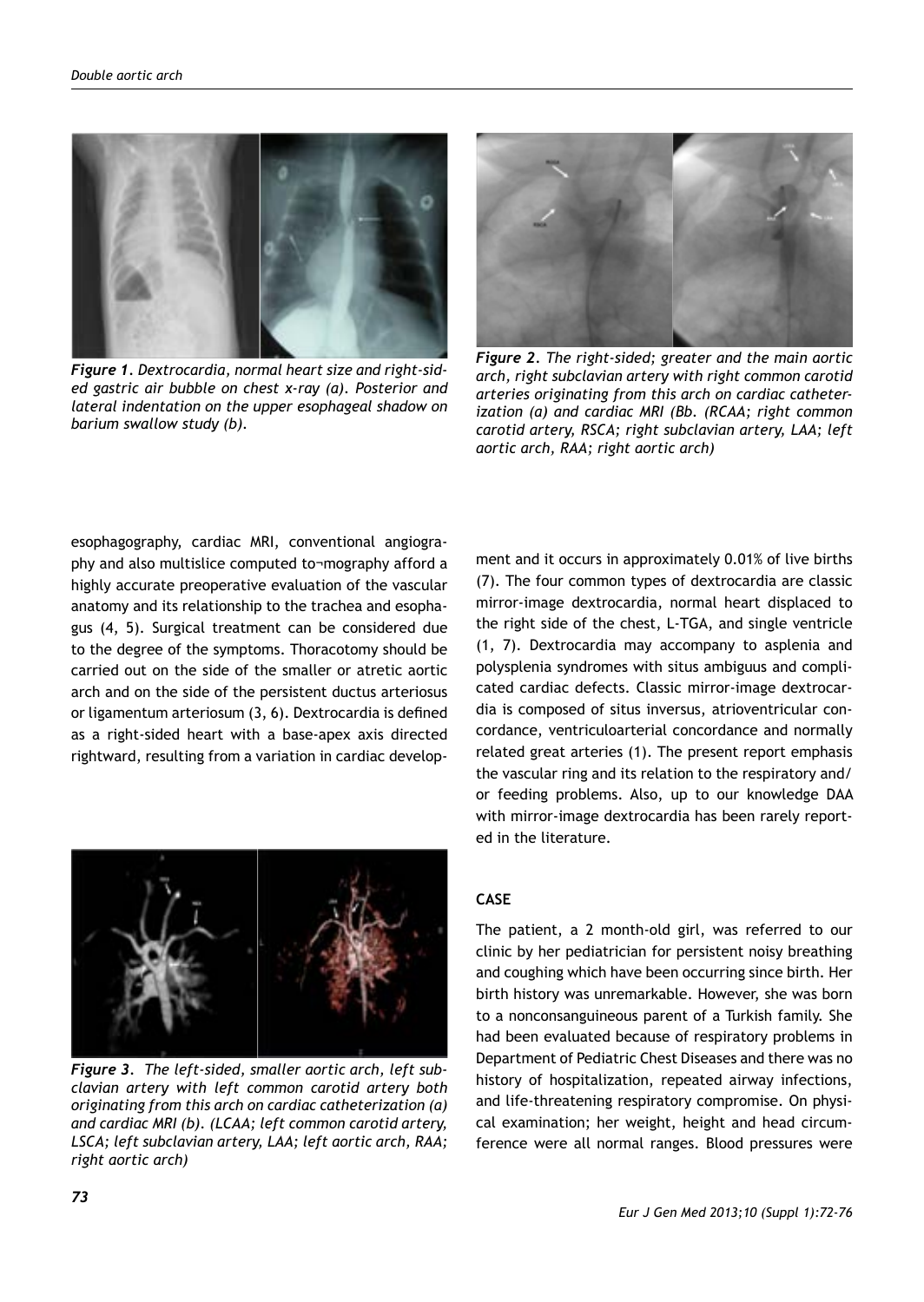*Figure 1. Dextrocardia, normal heart size and right-sided gastric air bubble on chest x-ray (a). Posterior and lateral indentation on the upper esophageal shadow on barium swallow study (b).*

*Figure 2. The right-sided; greater and the main aortic arch, right subclavian artery with right common carotid arteries originating from this arch on cardiac catheterization (a) and cardiac MRI (Bb. (RCAA; right common carotid artery, RSCA; right subclavian artery, LAA; left aortic arch, RAA; right aortic arch)*

esophagography, cardiac MRI, conventional angiography and also multislice computed to¬mography afford a highly accurate preoperative evaluation of the vascular anatomy and its relationship to the trachea and esophagus (4, 5). Surgical treatment can be considered due to the degree of the symptoms. Thoracotomy should be carried out on the side of the smaller or atretic aortic arch and on the side of the persistent ductus arteriosus or ligamentum arteriosum (3, 6). Dextrocardia is defined as a right-sided heart with a base-apex axis directed rightward, resulting from a variation in cardiac development and it occurs in approximately 0.01% of live births (7). The four common types of dextrocardia are classic mirror-image dextrocardia, normal heart displaced to the right side of the chest, L-TGA, and single ventricle (1, 7). Dextrocardia may accompany to asplenia and polysplenia syndromes with situs ambiguus and complicated cardiac defects. Classic mirror-image dextrocardia is composed of situs inversus, atrioventricular concordance, ventriculoarterial concordance and normally related great arteries (1). The present report emphasis the vascular ring and its relation to the respiratory and/ or feeding problems. Also, up to our knowledge DAA with mirror-image dextrocardia has been rarely reported in the literature.

*Figure 3. The left-sided, smaller aortic arch, left subclavian artery with left common carotid artery both originating from this arch on cardiac catheterization (a) and cardiac MRI (b). (LCAA; left common carotid artery, LSCA; left subclavian artery, LAA; left aortic arch, RAA; right aortic arch)*

## CASE

The patient, a 2 month-old girl, was referred to our clinic by her pediatrician for persistent noisy breathing and coughing which have been occurring since birth. Her birth history was unremarkable. However, she was born to a nonconsanguineous parent of a Turkish family. She had been evaluated because of respiratory problems in Department of Pediatric Chest Diseases and there was no history of hospitalization, repeated airway infections, and life-threatening respiratory compromise. On physical examination; her weight, height and head circumference were all normal ranges. Blood pressures were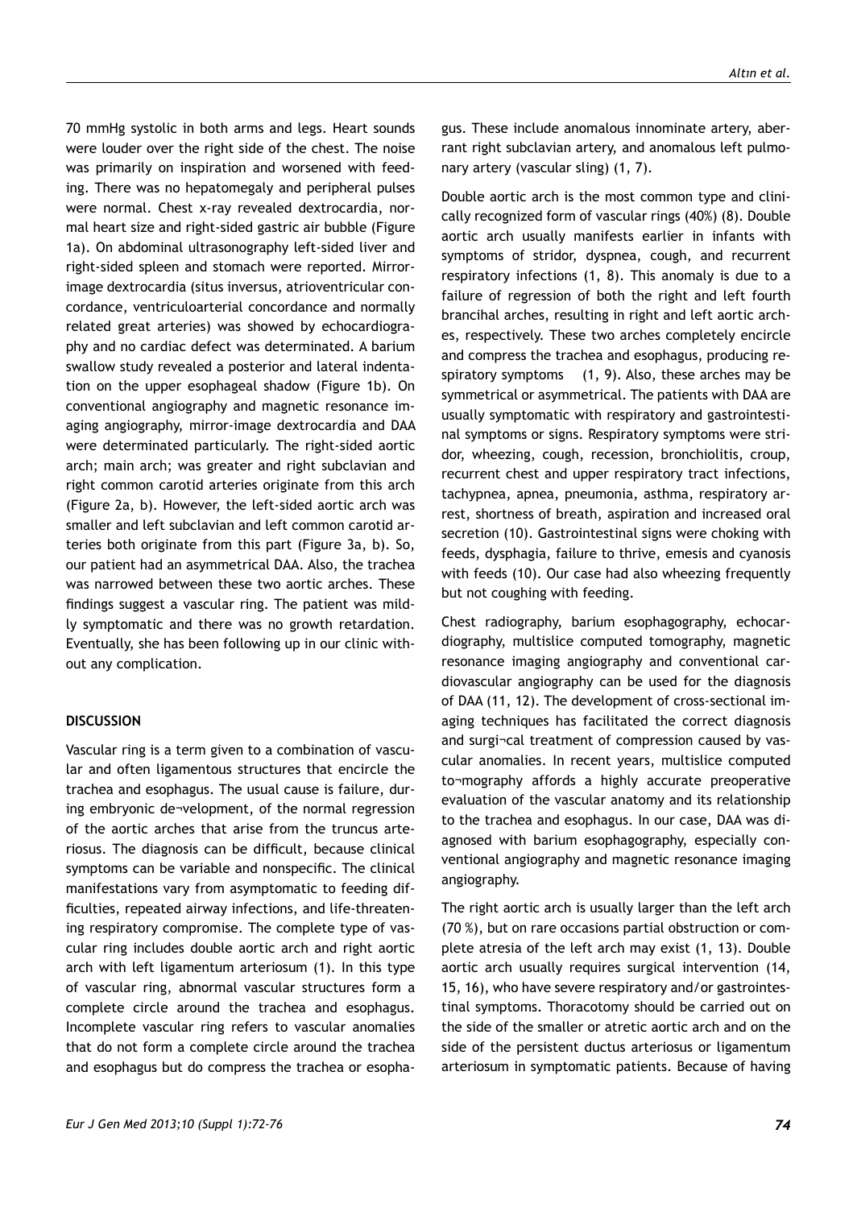70 mmHg systolic in both arms and legs. Heart sounds were louder over the right side of the chest. The noise was primarily on inspiration and worsened with feeding. There was no hepatomegaly and peripheral pulses were normal. Chest x-ray revealed dextrocardia, normal heart size and right-sided gastric air bubble (Figure 1a). On abdominal ultrasonography left-sided liver and right-sided spleen and stomach were reported. Mirror-image dextrocardia (situs inversus, atrioventricular concordance, ventriculoarterial concordance and normally related great arteries) was showed by echocardiography and no cardiac defect was determinated. A barium swallow study revealed a posterior and lateral indentation on the upper esophageal shadow (Figure 1b). On conventional angiography and magnetic resonance imaging angiography, mirror-image dextrocardia and DAA were determinated particularly. The right-sided aortic arch; main arch; was greater and right subclavian and right common carotid arteries originate from this arch (Figure 2a, b). However, the left-sided aortic arch was smaller and left subclavian and left common carotid arteries both originate from this part (Figure 3a, b). So, our patient had an asymmetrical DAA. Also, the trachea was narrowed between these two aortic arches. These findings suggest a vascular ring. The patient was mildly symptomatic and there was no growth retardation. Eventually, she has been following up in our clinic without any complication.

## DISCUSSION

Vascular ring is a term given to a combination of vascular and often ligamentous structures that encircle the trachea and esophagus. The usual cause is failure, during embryonic de¬velopment, of the normal regression of the aortic arches that arise from the truncus arteriosus. The diagnosis can be difficult, because clinical symptoms can be variable and nonspecific. The clinical manifestations vary from asymptomatic to feeding difficulties, repeated airway infections, and life-threatening respiratory compromise. The complete type of vascular ring includes double aortic arch and right aortic arch with left ligamentum arteriosum (1). In this type of vascular ring, abnormal vascular structures form a complete circle around the trachea and esophagus. Incomplete vascular ring refers to vascular anomalies that do not form a complete circle around the trachea and esophagus but do compress the trachea or esophagus. These include anomalous innominate artery, aberrant right subclavian artery, and anomalous left pulmonary artery (vascular sling) (1, 7).

Double aortic arch is the most common type and clinically recognized form of vascular rings (40%) (8). Double aortic arch usually manifests earlier in infants with symptoms of stridor, dyspnea, cough, and recurrent respiratory infections (1, 8). This anomaly is due to a failure of regression of both the right and left fourth brancihal arches, resulting in right and left aortic arches, respectively. These two arches completely encircle and compress the trachea and esophagus, producing respiratory symptoms (1, 9). Also, these arches may be symmetrical or asymmetrical. The patients with DAA are usually symptomatic with respiratory and gastrointestinal symptoms or signs. Respiratory symptoms were stridor, wheezing, cough, recession, bronchiolitis, croup, recurrent chest and upper respiratory tract infections, tachypnea, apnea, pneumonia, asthma, respiratory arrest, shortness of breath, aspiration and increased oral secretion (10). Gastrointestinal signs were choking with feeds, dysphagia, failure to thrive, emesis and cyanosis with feeds (10). Our case had also wheezing frequently but not coughing with feeding.

Chest radiography, barium esophagography, echocardiography, multislice computed tomography, magnetic resonance imaging angiography and conventional cardiovascular angiography can be used for the diagnosis of DAA (11, 12). The development of cross-sectional imaging techniques has facilitated the correct diagnosis and surgi¬cal treatment of compression caused by vascular anomalies. In recent years, multislice computed to¬mography affords a highly accurate preoperative evaluation of the vascular anatomy and its relationship to the trachea and esophagus. In our case, DAA was diagnosed with barium esophagography, especially conventional angiography and magnetic resonance imaging angiography.

The right aortic arch is usually larger than the left arch (70 %), but on rare occasions partial obstruction or complete atresia of the left arch may exist (1, 13). Double aortic arch usually requires surgical intervention (14, 15, 16), who have severe respiratory and/or gastrointestinal symptoms. Thoracotomy should be carried out on the side of the smaller or atretic aortic arch and on the side of the persistent ductus arteriosus or ligamentum arteriosum in symptomatic patients. Because of having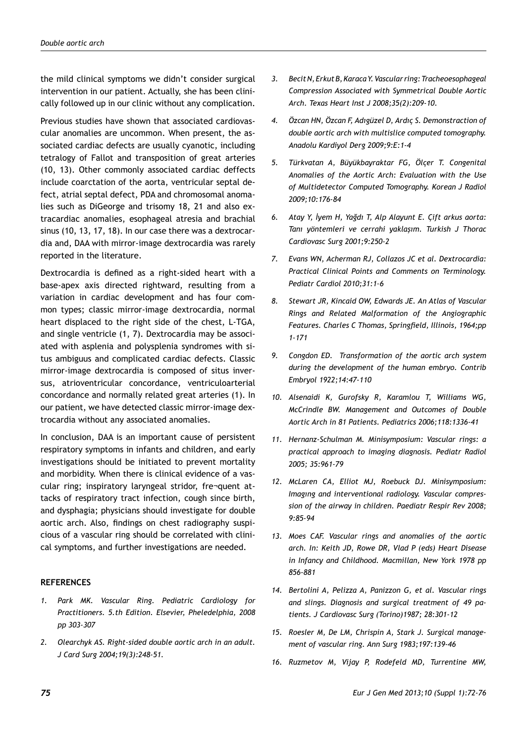the mild clinical symptoms we didn't consider surgical intervention in our patient. Actually, she has been clinically followed up in our clinic without any complication.

Previous studies have shown that associated cardiovascular anomalies are uncommon. When present, the associated cardiac defects are usually cyanotic, including tetralogy of Fallot and transposition of great arteries (10, 13). Other commonly associated cardiac deffects include coarctation of the aorta, ventricular septal defect, atrial septal defect, PDA and chromosomal anomalies such as DiGeorge and trisomy 18, 21 and also extracardiac anomalies, esophageal atresia and brachial sinus (10, 13, 17, 18). In our case there was a dextrocardia and, DAA with mirror-image dextrocardia was rarely reported in the literature.

Dextrocardia is defined as a right-sided heart with a base-apex axis directed rightward, resulting from a variation in cardiac development and has four common types; classic mirror-image dextrocardia, normal heart displaced to the right side of the chest, L-TGA, and single ventricle (1, 7). Dextrocardia may be associated with asplenia and polysplenia syndromes with situs ambiguus and complicated cardiac defects. Classic mirror-image dextrocardia is composed of situs inversus, atrioventricular concordance, ventriculoarterial concordance and normally related great arteries (1). In our patient, we have detected classic mirror-image dextrocardia without any associated anomalies.

In conclusion, DAA is an important cause of persistent respiratory symptoms in infants and children, and early investigations should be initiated to prevent mortality and morbidity. When there is clinical evidence of a vascular ring; inspiratory laryngeal stridor, fre¬quent attacks of respiratory tract infection, cough since birth, and dysphagia; physicians should investigate for double aortic arch. Also, findings on chest radiography suspicious of a vascular ring should be correlated with clinical symptoms, and further investigations are needed.

## REFERENCES

1. *Park MK. Vascular Ring. Pediatric Cardiology for Practitioners. 5.th Edition. Elsevier, Pheledelphia, 2008 pp 303-307*
2. *Olearchyk AS. Right-sided double aortic arch in an adult. J Card Surg 2004;19(3):248-51.*
3. *Becit N, Erkut B, Karaca Y. Vascular ring: Tracheoesophageal Compression Associated with Symmetrical Double Aortic Arch. Texas Heart Inst J 2008;35(2):209-10.*
4. *Özcan HN, Özcan F, Adıgüzel D, Ardıç S. Demonstraction of double aortic arch with multislice computed tomography. Anadolu Kardiyol Derg 2009;9:E:1-4*
5. *Türkvatan A, Büyükbayraktar FG, Ölçer T. Congenital Anomalies of the Aortic Arch: Evaluation with the Use of Multidetector Computed Tomography. Korean J Radiol 2009;10:176-84*
6. *Atay Y, İyem H, Yağdı T, Alp Alayunt E. Çift arkus aorta: Tanı yöntemleri ve cerrahi yaklaşım. Turkish J Thorac Cardiovasc Surg 2001;9:250-2*
7. *Evans WN, Acherman RJ, Collazos JC et al. Dextrocardia: Practical Clinical Points and Comments on Terminology. Pediatr Cardiol 2010;31:1-6*
8. *Stewart JR, Kincaid OW, Edwards JE. An Atlas of Vascular Rings and Related Malformation of the Angiographic Features. Charles C Thomas, Springfield, Illinois, 1964;pp 1-171*
9. *Congdon ED. Transformation of the aortic arch system during the development of the human embryo. Contrib Embryol 1922;14:47-110*
10. *Alsenaidi K, Gurofsky R, Karamlou T, Williams WG, McCrindle BW. Management and Outcomes of Double Aortic Arch in 81 Patients. Pediatrics 2006;118:1336-41*
11. *Hernanz-Schulman M. Minisymposium: Vascular rings: a practical approach to imaging diagnosis. Pediatr Radiol 2005; 35:961-79*
12. *McLaren CA, Elliot MJ, Roebuck DJ. Minisymposium: Imagıng and interventional radiology. Vascular compression of the airway in children. Paediatr Respir Rev 2008; 9:85-94*
13. *Moes CAF. Vascular rings and anomalies of the aortic arch. In: Keith JD, Rowe DR, Vlad P (eds) Heart Disease in Infancy and Childhood. Macmillan, New York 1978 pp 856-881*
14. *Bertolini A, Pelizza A, Panizzon G, et al. Vascular rings and slings. Diagnosis and surgical treatment of 49 patients. J Cardiovasc Surg (Torino)1987; 28:301-12*
15. *Roesler M, De LM, Chrispin A, Stark J. Surgical management of vascular ring. Ann Surg 1983;197:139-46*
16. *Ruzmetov M, Vijay P, Rodefeld MD, Turrentine MW,*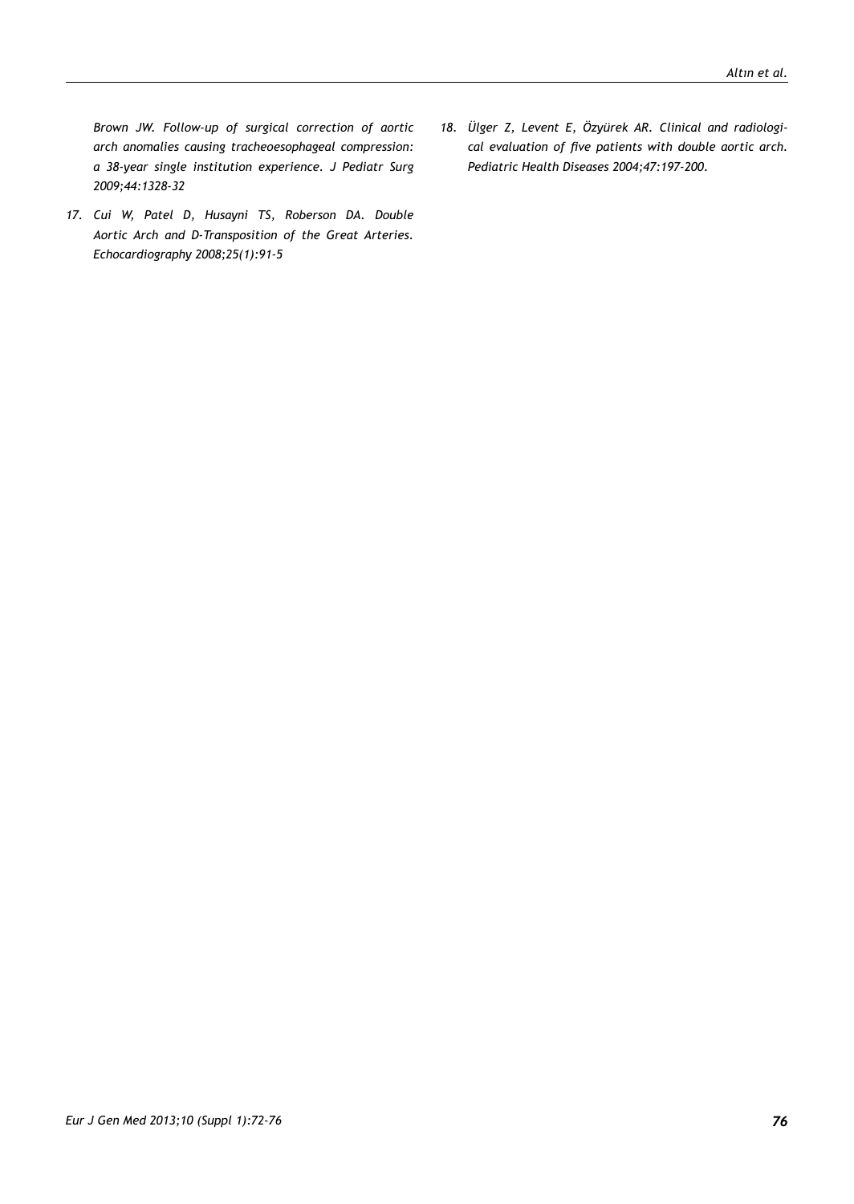Brown JW. Follow-up of surgical correction of aortic arch anomalies causing tracheoesophageal compression: a 38-year single institution experience. J Pediatr Surg 2009;44:1328-32

17. Cui W, Patel D, Husayni TS, Roberson DA. Double Aortic Arch and D-Transposition of the Great Arteries. Echocardiography 2008;25(1):91-5

18. Ülger Z, Levent E, Özyürek AR. Clinical and radiological evaluation of five patients with double aortic arch. Pediatric Health Diseases 2004;47:197-200.